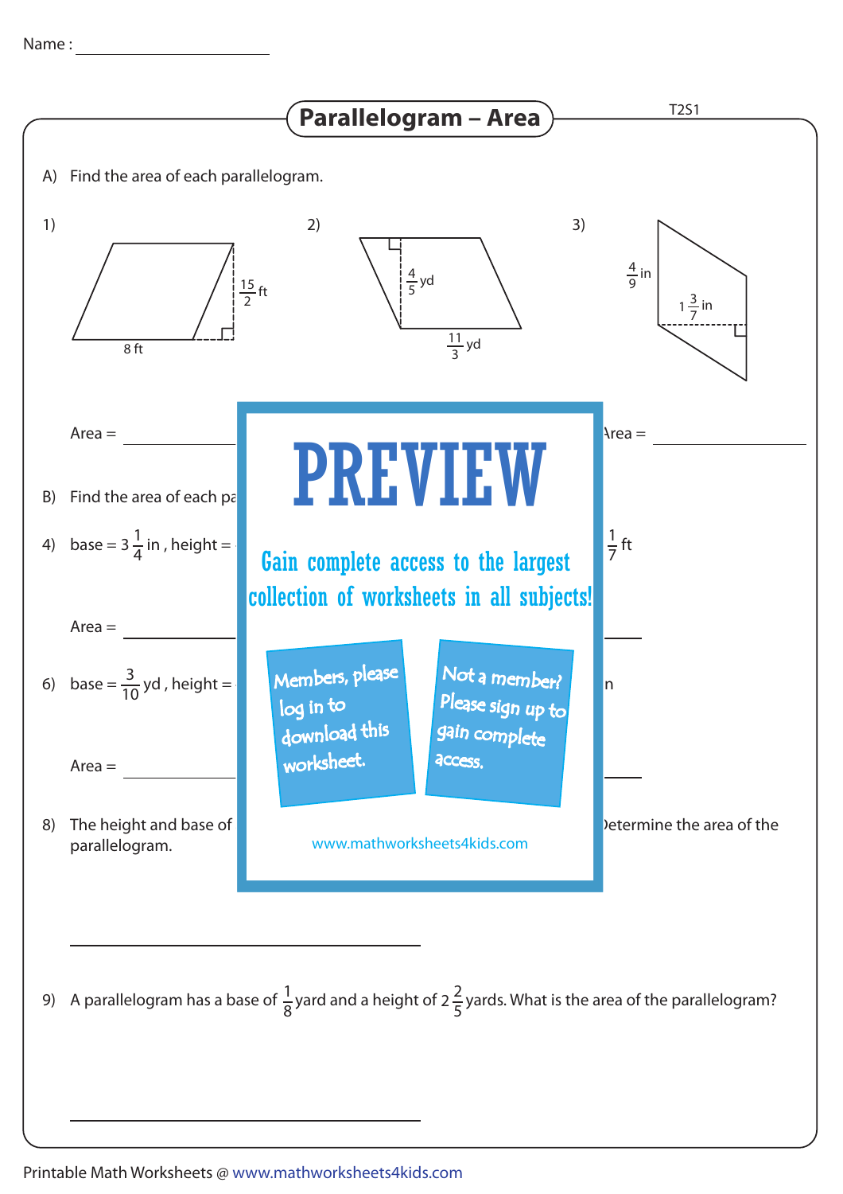Name : ____________________

# Parallelogram – Area

A) Find the area of each parallelogram.

1) $\frac{15}{2}$ ft, 8 ft

2) $\frac{4}{5}$ yd, $\frac{11}{3}$ yd

3) $\frac{4}{9}$ in, $1\frac{3}{7}$ in

Area = ____________ Area = ____________

B) Find the area of each pa

4) base = $3\frac{1}{4}$ in , height = $\frac{1}{7}$ ft

Area = ____________

6) base = $\frac{3}{10}$ yd , height = n

Area = ____________

PREVIEW

Gain complete access to the largest collection of worksheets in all subjects!

Members, please log in to download this worksheet.

Not a member? Please sign up to gain complete access.

www.mathworksheets4kids.com

8) The height and base of etermine the area of the parallelogram.

____________________

9) A parallelogram has a base of $\frac{1}{8}$ yard and a height of $2\frac{2}{5}$ yards. What is the area of the parallelogram?

____________________

Printable Math Worksheets @ www.mathworksheets4kids.com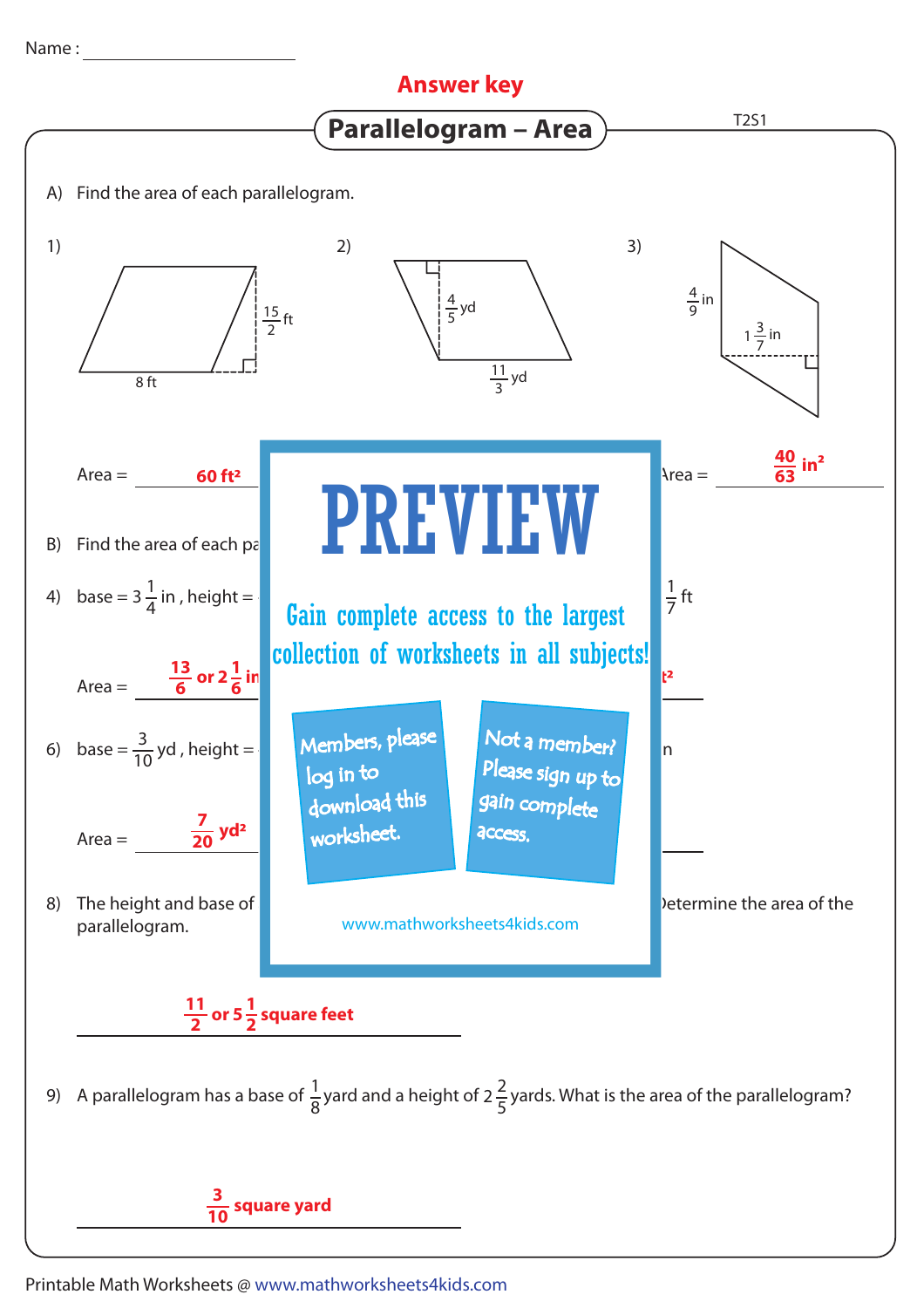Name :

**Answer key**

# Parallelogram – Area

T2S1

A) Find the area of each parallelogram.

1) 8 ft, $\frac{15}{2}$ ft

2) $\frac{4}{5}$ yd, $\frac{11}{3}$ yd

3) $\frac{4}{9}$ in, $1\frac{3}{7}$ in

Area = **60 ft²**

Area = **$\frac{40}{63}$ in²**

B) Find the area of each pa

4) base = $3\frac{1}{4}$ in , height =

Area = **$\frac{13}{6}$ or $2\frac{1}{6}$ in**

$\frac{1}{7}$ ft

6) base = $\frac{3}{10}$ yd , height =

Area = **$\frac{7}{20}$ yd²**

8) The height and base of ... etermine the area of the parallelogram.

**$\frac{11}{2}$ or $5\frac{1}{2}$ square feet**

9) A parallelogram has a base of $\frac{1}{8}$ yard and a height of $2\frac{2}{5}$ yards. What is the area of the parallelogram?

**$\frac{3}{10}$ square yard**

PREVIEW

Gain complete access to the largest collection of worksheets in all subjects!

Members, please log in to download this worksheet.

Not a member? Please sign up to gain complete access.

www.mathworksheets4kids.com

Printable Math Worksheets @ www.mathworksheets4kids.com